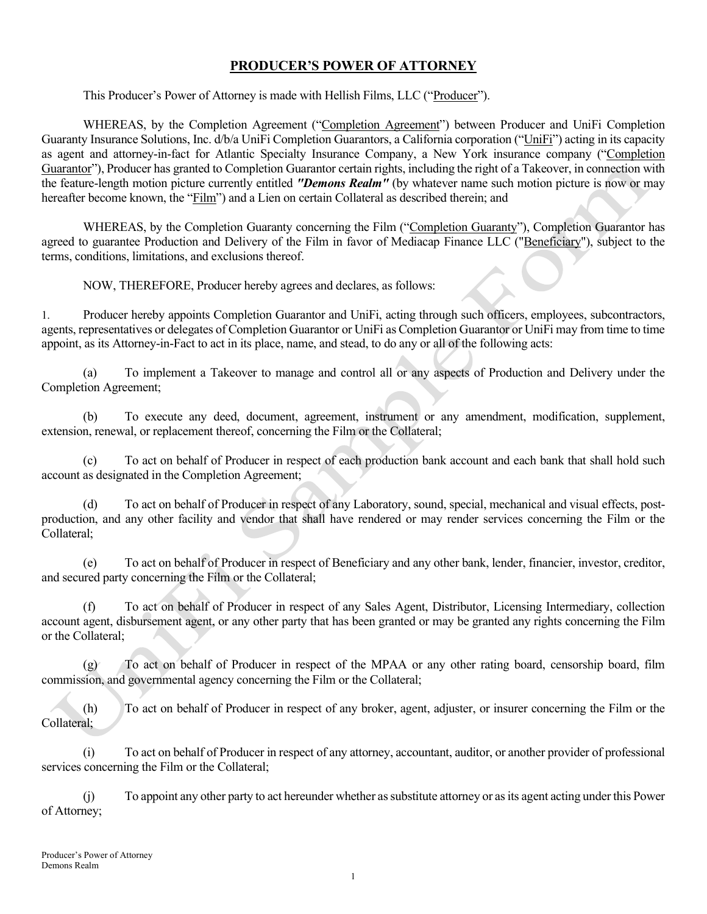# PRODUCER'S POWER OF ATTORNEY

This Producer's Power of Attorney is made with Hellish Films, LLC ("Producer").

WHEREAS, by the Completion Agreement ("Completion Agreement") between Producer and UniFi Completion Guaranty Insurance Solutions, Inc. d/b/a UniFi Completion Guarantors, a California corporation ("UniFi") acting in its capacity as agent and attorney-in-fact for Atlantic Specialty Insurance Company, a New York insurance company ("Completion Guarantor"), Producer has granted to Completion Guarantor certain rights, including the right of a Takeover, in connection with the feature-length motion picture currently entitled ***"Demons Realm"*** (by whatever name such motion picture is now or may hereafter become known, the "Film") and a Lien on certain Collateral as described therein; and

WHEREAS, by the Completion Guaranty concerning the Film ("Completion Guaranty"), Completion Guarantor has agreed to guarantee Production and Delivery of the Film in favor of Mediacap Finance LLC ("Beneficiary"), subject to the terms, conditions, limitations, and exclusions thereof.

NOW, THEREFORE, Producer hereby agrees and declares, as follows:

1. Producer hereby appoints Completion Guarantor and UniFi, acting through such officers, employees, subcontractors, agents, representatives or delegates of Completion Guarantor or UniFi as Completion Guarantor or UniFi may from time to time appoint, as its Attorney-in-Fact to act in its place, name, and stead, to do any or all of the following acts:

   (a) To implement a Takeover to manage and control all or any aspects of Production and Delivery under the Completion Agreement;

   (b) To execute any deed, document, agreement, instrument or any amendment, modification, supplement, extension, renewal, or replacement thereof, concerning the Film or the Collateral;

   (c) To act on behalf of Producer in respect of each production bank account and each bank that shall hold such account as designated in the Completion Agreement;

   (d) To act on behalf of Producer in respect of any Laboratory, sound, special, mechanical and visual effects, post-production, and any other facility and vendor that shall have rendered or may render services concerning the Film or the Collateral;

   (e) To act on behalf of Producer in respect of Beneficiary and any other bank, lender, financier, investor, creditor, and secured party concerning the Film or the Collateral;

   (f) To act on behalf of Producer in respect of any Sales Agent, Distributor, Licensing Intermediary, collection account agent, disbursement agent, or any other party that has been granted or may be granted any rights concerning the Film or the Collateral;

   (g) To act on behalf of Producer in respect of the MPAA or any other rating board, censorship board, film commission, and governmental agency concerning the Film or the Collateral;

   (h) To act on behalf of Producer in respect of any broker, agent, adjuster, or insurer concerning the Film or the Collateral;

   (i) To act on behalf of Producer in respect of any attorney, accountant, auditor, or another provider of professional services concerning the Film or the Collateral;

   (j) To appoint any other party to act hereunder whether as substitute attorney or as its agent acting under this Power of Attorney;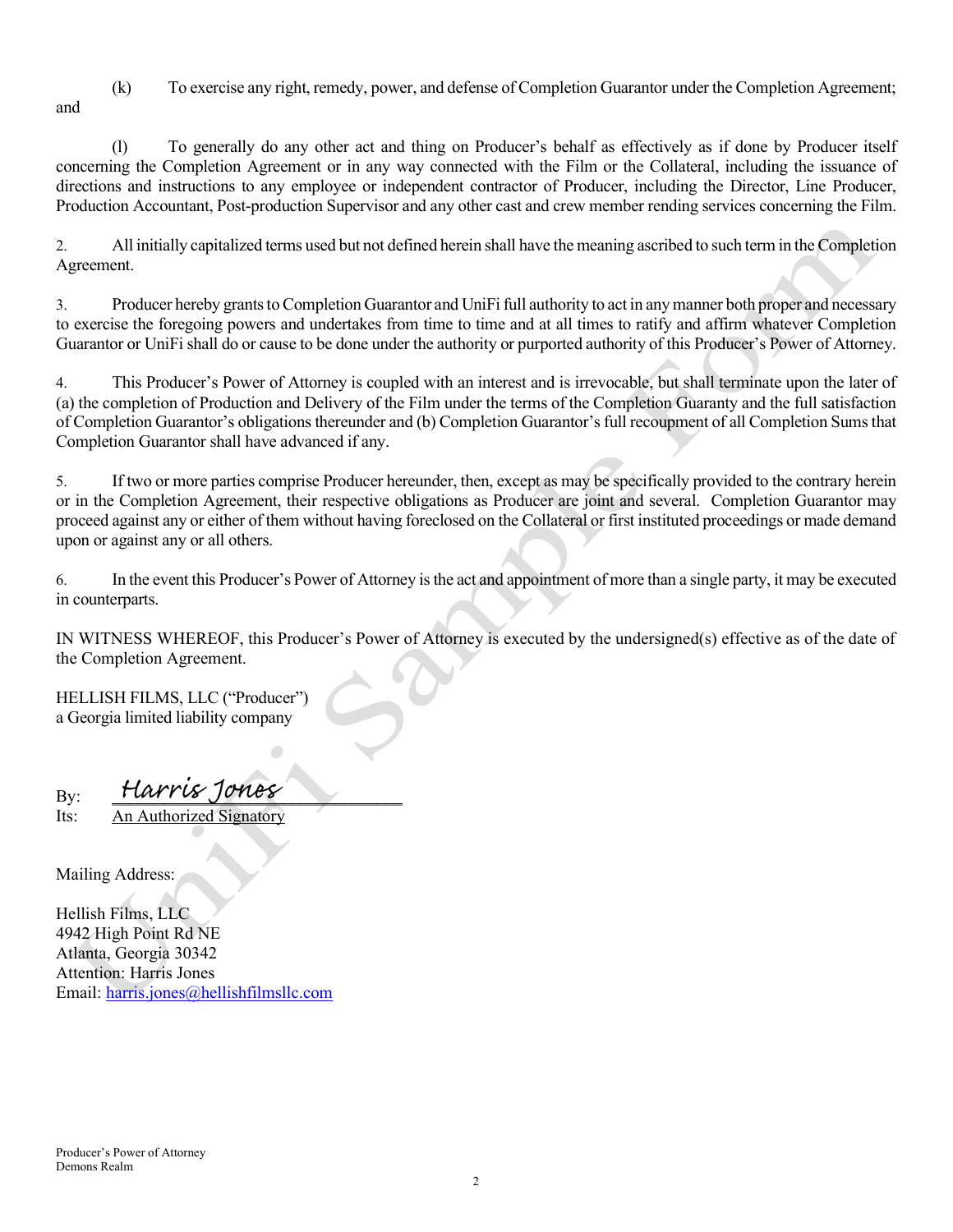(k) To exercise any right, remedy, power, and defense of Completion Guarantor under the Completion Agreement; and

(l) To generally do any other act and thing on Producer's behalf as effectively as if done by Producer itself concerning the Completion Agreement or in any way connected with the Film or the Collateral, including the issuance of directions and instructions to any employee or independent contractor of Producer, including the Director, Line Producer, Production Accountant, Post-production Supervisor and any other cast and crew member rending services concerning the Film.

2. All initially capitalized terms used but not defined herein shall have the meaning ascribed to such term in the Completion Agreement.

3. Producer hereby grants to Completion Guarantor and UniFi full authority to act in any manner both proper and necessary to exercise the foregoing powers and undertakes from time to time and at all times to ratify and affirm whatever Completion Guarantor or UniFi shall do or cause to be done under the authority or purported authority of this Producer's Power of Attorney.

4. This Producer's Power of Attorney is coupled with an interest and is irrevocable, but shall terminate upon the later of (a) the completion of Production and Delivery of the Film under the terms of the Completion Guaranty and the full satisfaction of Completion Guarantor's obligations thereunder and (b) Completion Guarantor's full recoupment of all Completion Sums that Completion Guarantor shall have advanced if any.

5. If two or more parties comprise Producer hereunder, then, except as may be specifically provided to the contrary herein or in the Completion Agreement, their respective obligations as Producer are joint and several. Completion Guarantor may proceed against any or either of them without having foreclosed on the Collateral or first instituted proceedings or made demand upon or against any or all others.

6. In the event this Producer's Power of Attorney is the act and appointment of more than a single party, it may be executed in counterparts.

IN WITNESS WHEREOF, this Producer's Power of Attorney is executed by the undersigned(s) effective as of the date of the Completion Agreement.

HELLISH FILMS, LLC ("Producer")
a Georgia limited liability company

By: Harris Jones
Its: An Authorized Signatory

Mailing Address:

Hellish Films, LLC
4942 High Point Rd NE
Atlanta, Georgia 30342
Attention: Harris Jones
Email: harris.jones@hellishfilmsllc.com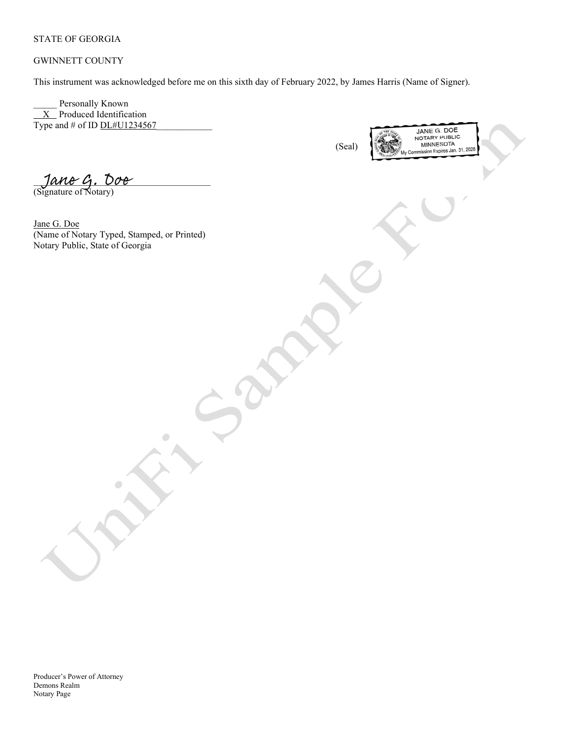STATE OF GEORGIA

GWINNETT COUNTY

This instrument was acknowledged before me on this sixth day of February 2022, by James Harris (Name of Signer).

_____ Personally Known
__X__ Produced Identification
Type and # of ID DL#U1234567____________

(Seal)

JANE G. DOE
NOTARY PUBLIC
MINNESOTA
My Commission Expires Jan. 31, 2028

Jane G. Doe
(Signature of Notary)

Jane G. Doe
(Name of Notary Typed, Stamped, or Printed)
Notary Public, State of Georgia

Producer's Power of Attorney
Demons Realm
Notary Page